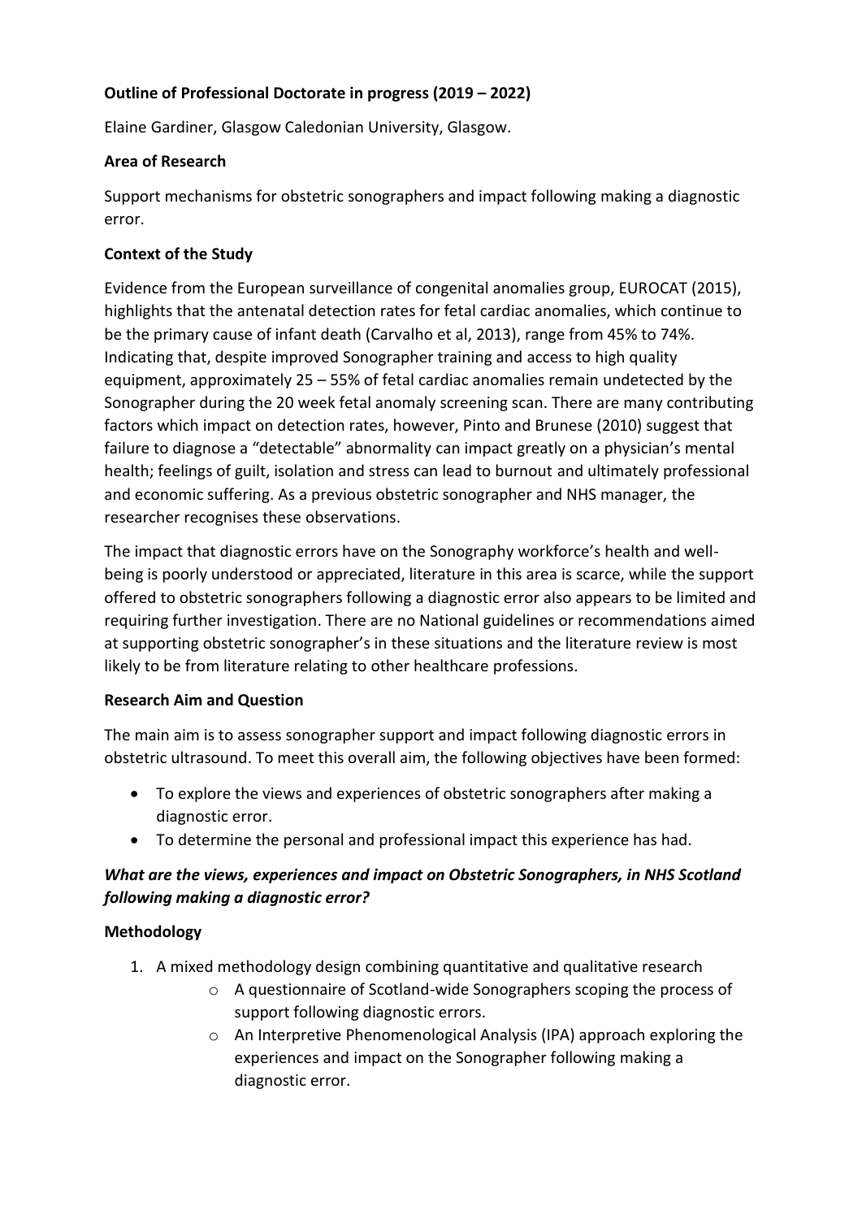**Outline of Professional Doctorate in progress (2019 – 2022)**

Elaine Gardiner, Glasgow Caledonian University, Glasgow.

**Area of Research**

Support mechanisms for obstetric sonographers and impact following making a diagnostic error.

**Context of the Study**

Evidence from the European surveillance of congenital anomalies group, EUROCAT (2015), highlights that the antenatal detection rates for fetal cardiac anomalies, which continue to be the primary cause of infant death (Carvalho et al, 2013), range from 45% to 74%. Indicating that, despite improved Sonographer training and access to high quality equipment, approximately 25 – 55% of fetal cardiac anomalies remain undetected by the Sonographer during the 20 week fetal anomaly screening scan. There are many contributing factors which impact on detection rates, however, Pinto and Brunese (2010) suggest that failure to diagnose a "detectable" abnormality can impact greatly on a physician's mental health; feelings of guilt, isolation and stress can lead to burnout and ultimately professional and economic suffering. As a previous obstetric sonographer and NHS manager, the researcher recognises these observations.

The impact that diagnostic errors have on the Sonography workforce's health and well-being is poorly understood or appreciated, literature in this area is scarce, while the support offered to obstetric sonographers following a diagnostic error also appears to be limited and requiring further investigation. There are no National guidelines or recommendations aimed at supporting obstetric sonographer's in these situations and the literature review is most likely to be from literature relating to other healthcare professions.

**Research Aim and Question**

The main aim is to assess sonographer support and impact following diagnostic errors in obstetric ultrasound. To meet this overall aim, the following objectives have been formed:

- To explore the views and experiences of obstetric sonographers after making a diagnostic error.
- To determine the personal and professional impact this experience has had.

***What are the views, experiences and impact on Obstetric Sonographers, in NHS Scotland following making a diagnostic error?***

**Methodology**

1. A mixed methodology design combining quantitative and qualitative research
    - A questionnaire of Scotland-wide Sonographers scoping the process of support following diagnostic errors.
    - An Interpretive Phenomenological Analysis (IPA) approach exploring the experiences and impact on the Sonographer following making a diagnostic error.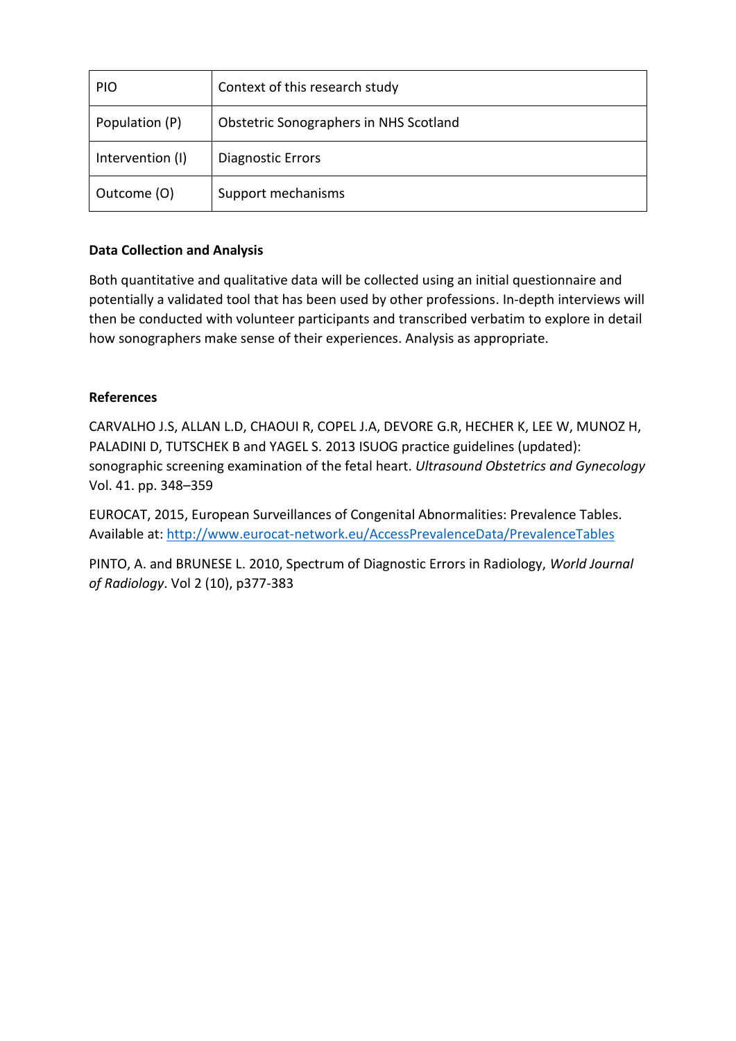| PIO | Context of this research study |
| --- | --- |
| Population (P) | Obstetric Sonographers in NHS Scotland |
| Intervention (I) | Diagnostic Errors |
| Outcome (O) | Support mechanisms |

**Data Collection and Analysis**

Both quantitative and qualitative data will be collected using an initial questionnaire and potentially a validated tool that has been used by other professions. In-depth interviews will then be conducted with volunteer participants and transcribed verbatim to explore in detail how sonographers make sense of their experiences. Analysis as appropriate.

**References**

CARVALHO J.S, ALLAN L.D, CHAOUI R, COPEL J.A, DEVORE G.R, HECHER K, LEE W, MUNOZ H, PALADINI D, TUTSCHEK B and YAGEL S. 2013 ISUOG practice guidelines (updated): sonographic screening examination of the fetal heart. *Ultrasound Obstetrics and Gynecology* Vol. 41. pp. 348–359

EUROCAT, 2015, European Surveillances of Congenital Abnormalities: Prevalence Tables. Available at: http://www.eurocat-network.eu/AccessPrevalenceData/PrevalenceTables

PINTO, A. and BRUNESE L. 2010, Spectrum of Diagnostic Errors in Radiology, *World Journal of Radiology*. Vol 2 (10), p377-383